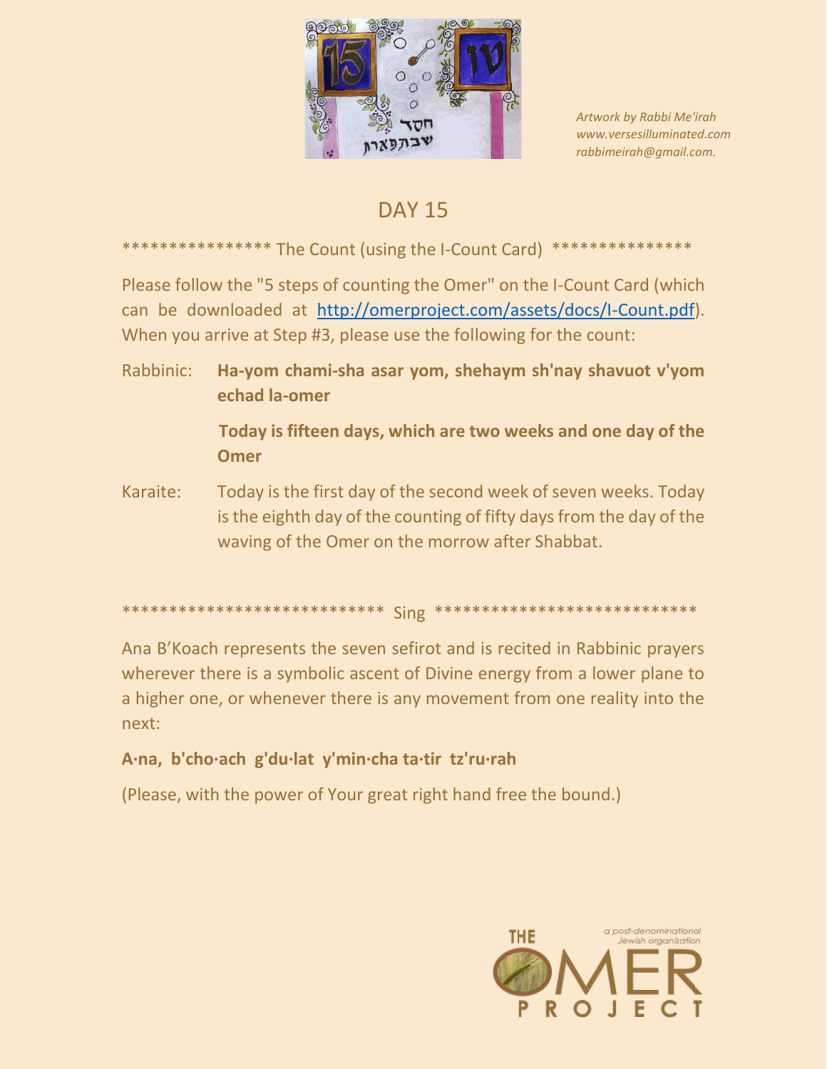*Artwork by Rabbi Me'irah*
*www.versesilluminated.com*
*rabbimeirah@gmail.com.*

# DAY 15

*************** The Count (using the I-Count Card) ***************

Please follow the "5 steps of counting the Omer" on the I-Count Card (which can be downloaded at http://omerproject.com/assets/docs/I-Count.pdf). When you arrive at Step #3, please use the following for the count:

Rabbinic: **Ha-yom chami-sha asar yom, shehaym sh'nay shavuot v'yom echad la-omer**

**Today is fifteen days, which are two weeks and one day of the Omer**

Karaite: Today is the first day of the second week of seven weeks. Today is the eighth day of the counting of fifty days from the day of the waving of the Omer on the morrow after Shabbat.

*************************** Sing ***************************

Ana B'Koach represents the seven sefirot and is recited in Rabbinic prayers wherever there is a symbolic ascent of Divine energy from a lower plane to a higher one, or whenever there is any movement from one reality into the next:

**A·na, b'cho·ach g'du·lat y'min·cha ta·tir tz'ru·rah**

(Please, with the power of Your great right hand free the bound.)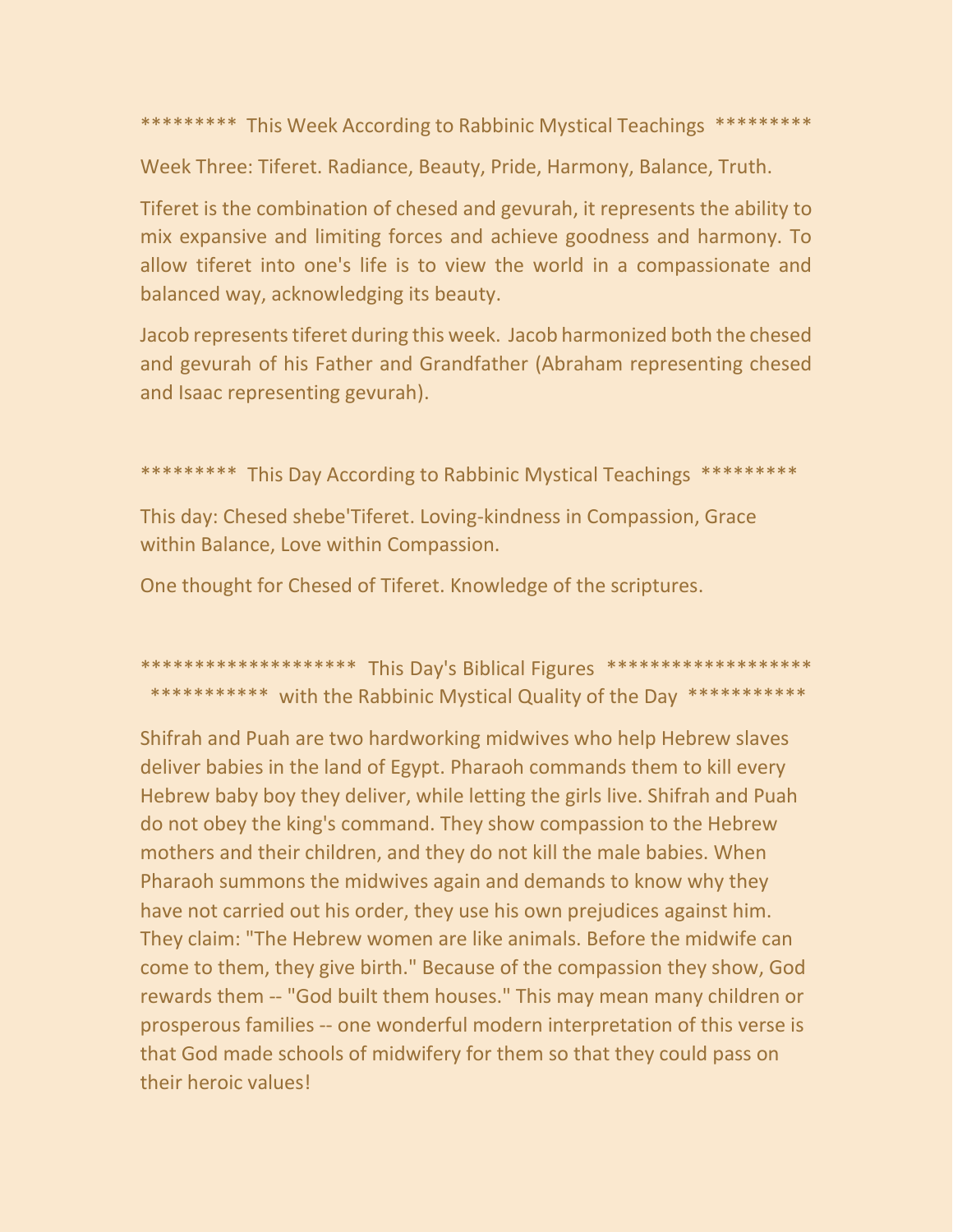********* This Week According to Rabbinic Mystical Teachings *********

Week Three: Tiferet. Radiance, Beauty, Pride, Harmony, Balance, Truth.

Tiferet is the combination of chesed and gevurah, it represents the ability to mix expansive and limiting forces and achieve goodness and harmony. To allow tiferet into one's life is to view the world in a compassionate and balanced way, acknowledging its beauty.

Jacob represents tiferet during this week. Jacob harmonized both the chesed and gevurah of his Father and Grandfather (Abraham representing chesed and Isaac representing gevurah).

********* This Day According to Rabbinic Mystical Teachings *********

This day: Chesed shebe'Tiferet. Loving-kindness in Compassion, Grace within Balance, Love within Compassion.

One thought for Chesed of Tiferet. Knowledge of the scriptures.

******************** This Day's Biblical Figures *******************
*********** with the Rabbinic Mystical Quality of the Day ***********

Shifrah and Puah are two hardworking midwives who help Hebrew slaves deliver babies in the land of Egypt. Pharaoh commands them to kill every Hebrew baby boy they deliver, while letting the girls live. Shifrah and Puah do not obey the king's command. They show compassion to the Hebrew mothers and their children, and they do not kill the male babies. When Pharaoh summons the midwives again and demands to know why they have not carried out his order, they use his own prejudices against him. They claim: "The Hebrew women are like animals. Before the midwife can come to them, they give birth." Because of the compassion they show, God rewards them -- "God built them houses." This may mean many children or prosperous families -- one wonderful modern interpretation of this verse is that God made schools of midwifery for them so that they could pass on their heroic values!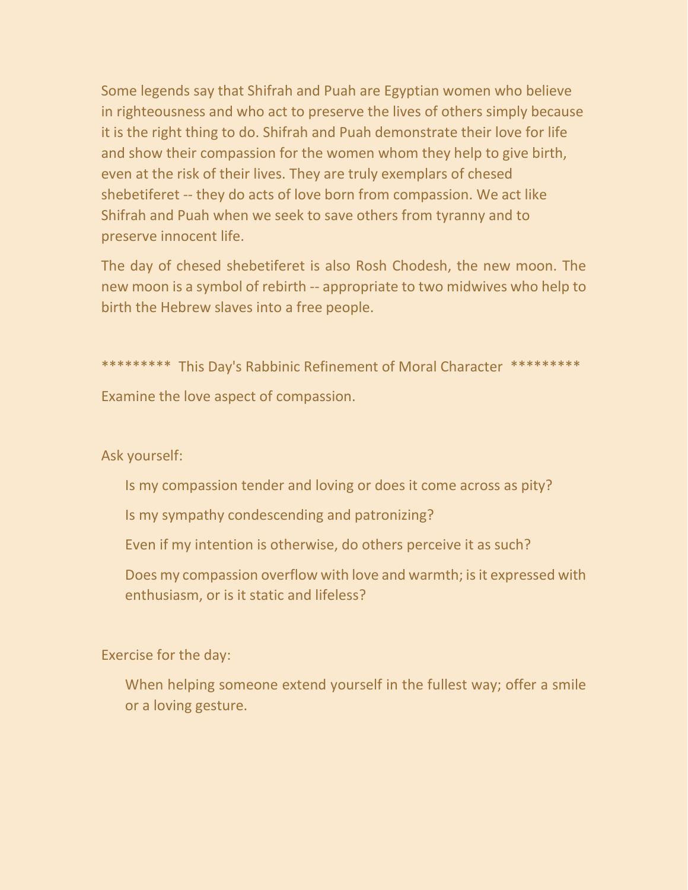Some legends say that Shifrah and Puah are Egyptian women who believe in righteousness and who act to preserve the lives of others simply because it is the right thing to do. Shifrah and Puah demonstrate their love for life and show their compassion for the women whom they help to give birth, even at the risk of their lives. They are truly exemplars of chesed shebetiferet -- they do acts of love born from compassion. We act like Shifrah and Puah when we seek to save others from tyranny and to preserve innocent life.

The day of chesed shebetiferet is also Rosh Chodesh, the new moon. The new moon is a symbol of rebirth -- appropriate to two midwives who help to birth the Hebrew slaves into a free people.

********* This Day's Rabbinic Refinement of Moral Character *********

Examine the love aspect of compassion.

Ask yourself:

> Is my compassion tender and loving or does it come across as pity?
>
> Is my sympathy condescending and patronizing?
>
> Even if my intention is otherwise, do others perceive it as such?
>
> Does my compassion overflow with love and warmth; is it expressed with enthusiasm, or is it static and lifeless?

Exercise for the day:

> When helping someone extend yourself in the fullest way; offer a smile or a loving gesture.